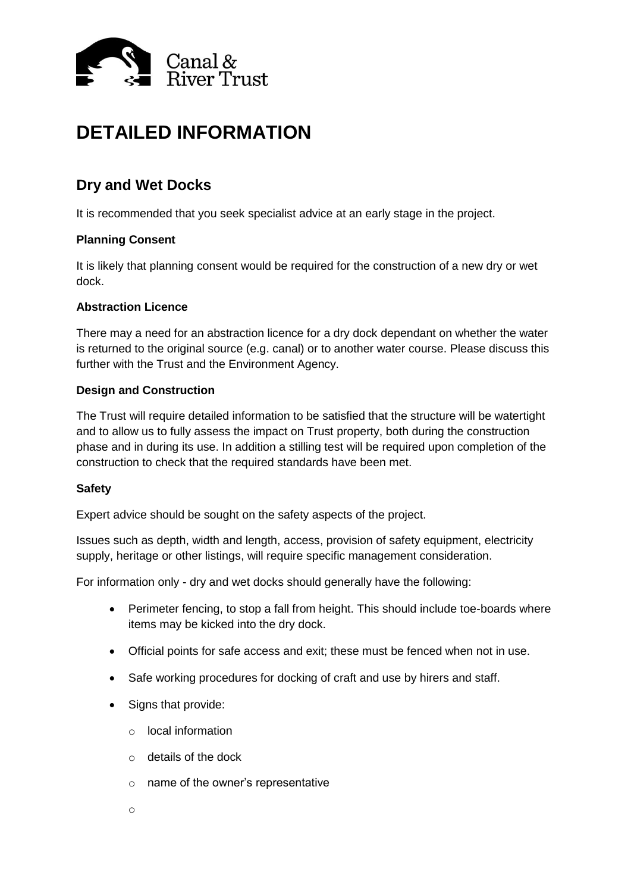# DETAILED INFORMATION

## Dry and Wet Docks

It is recommended that you seek specialist advice at an early stage in the project.

### Planning Consent

It is likely that planning consent would be required for the construction of a new dry or wet dock.

### Abstraction Licence

There may a need for an abstraction licence for a dry dock dependant on whether the water is returned to the original source (e.g. canal) or to another water course. Please discuss this further with the Trust and the Environment Agency.

### Design and Construction

The Trust will require detailed information to be satisfied that the structure will be watertight and to allow us to fully assess the impact on Trust property, both during the construction phase and in during its use. In addition a stilling test will be required upon completion of the construction to check that the required standards have been met.

### Safety

Expert advice should be sought on the safety aspects of the project.

Issues such as depth, width and length, access, provision of safety equipment, electricity supply, heritage or other listings, will require specific management consideration.

For information only - dry and wet docks should generally have the following:

- Perimeter fencing, to stop a fall from height. This should include toe-boards where items may be kicked into the dry dock.
- Official points for safe access and exit; these must be fenced when not in use.
- Safe working procedures for docking of craft and use by hirers and staff.
- Signs that provide:
  - local information
  - details of the dock
  - name of the owner's representative
  -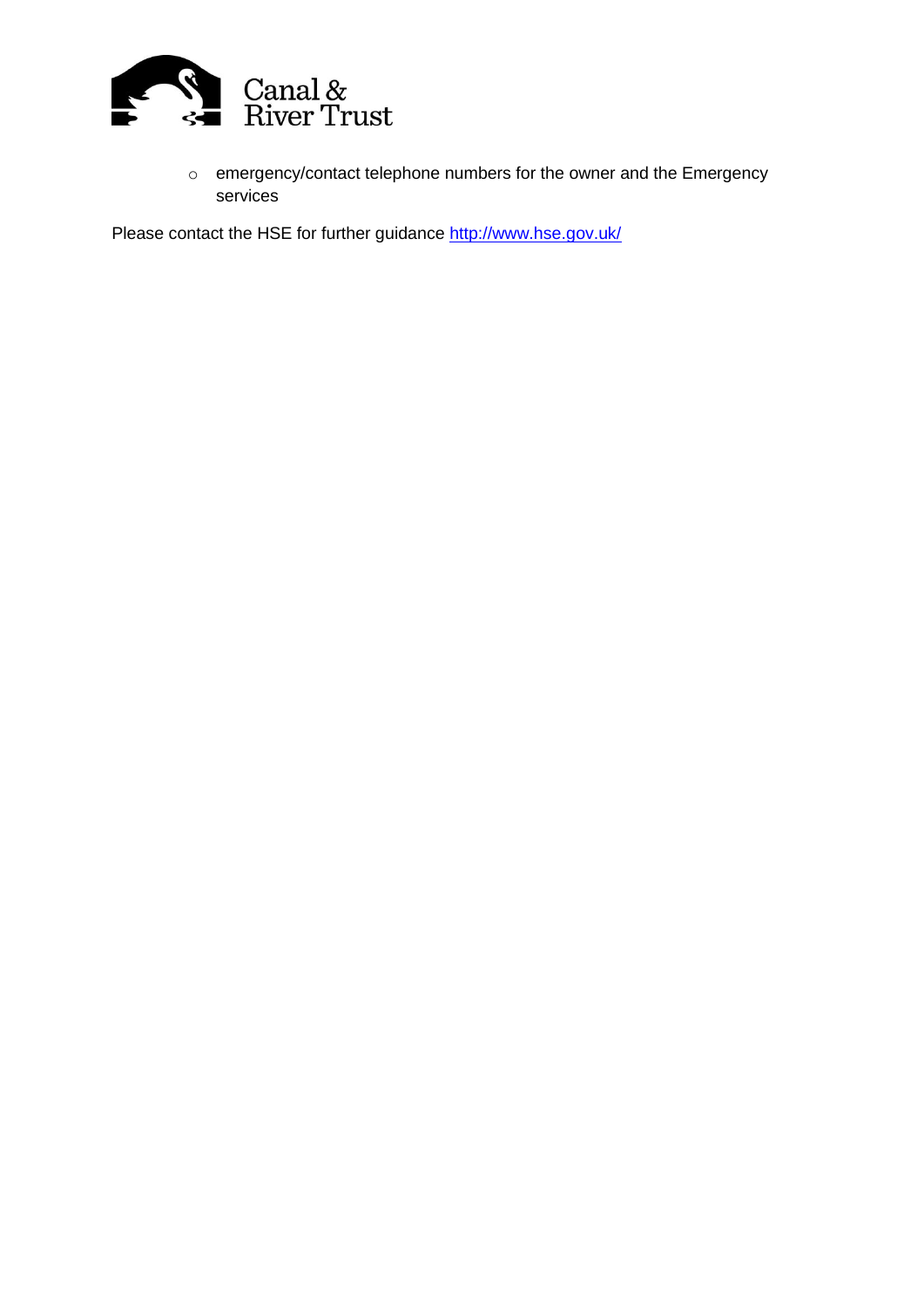- emergency/contact telephone numbers for the owner and the Emergency services

Please contact the HSE for further guidance [http://www.hse.gov.uk/](http://www.hse.gov.uk/)